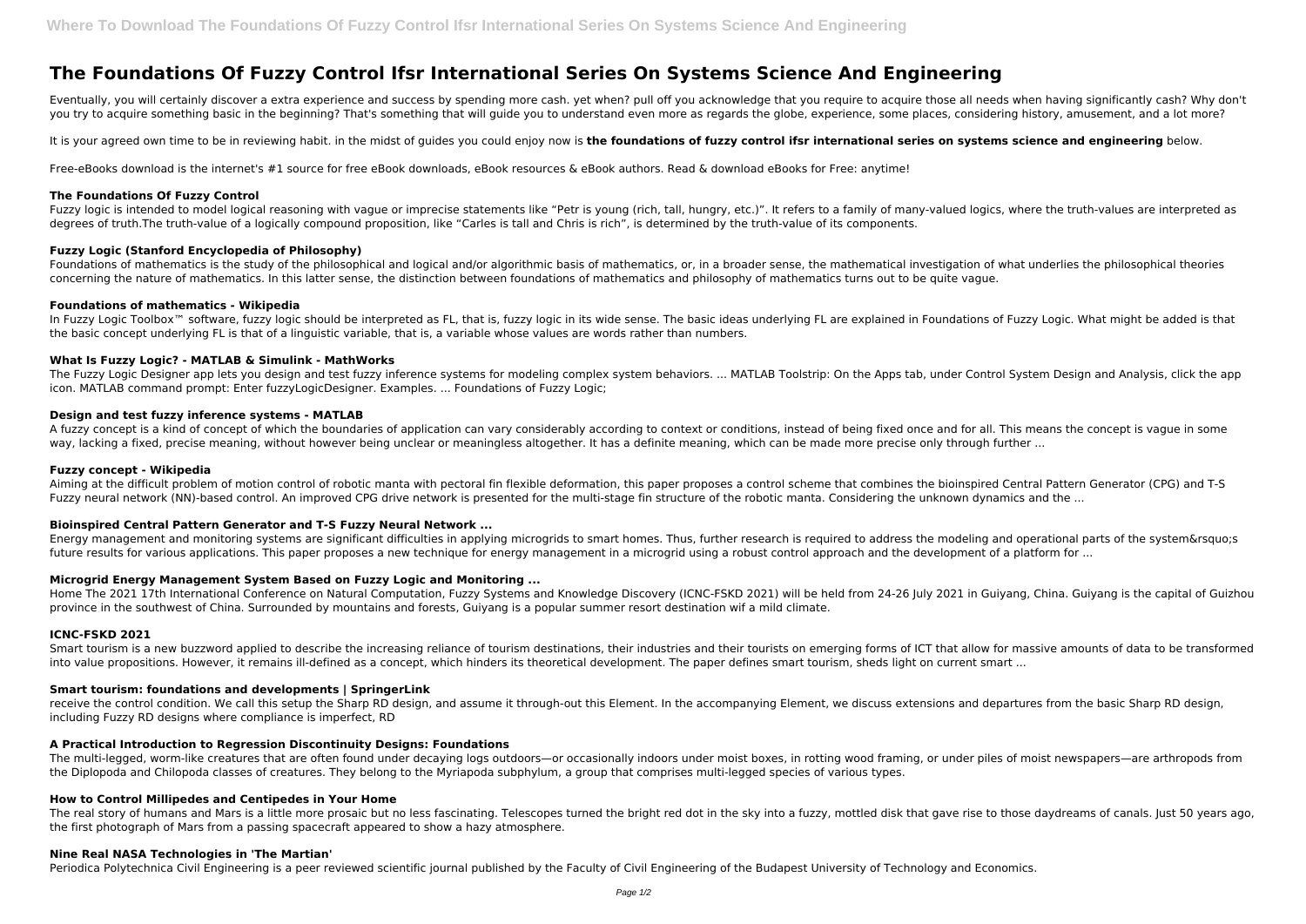# The Foundations Of Fuzzy Control Ifsr International Series On Systems Science And Engineering

Eventually, you will certainly discover a extra experience and success by spending more cash. yet when? pull off you acknowledge that you require to acquire those all needs when having significantly cash? Why don't you try to acquire something basic in the beginning? That's something that will guide you to understand even more as regards the globe, experience, some places, considering history, amusement, and a lot more?

It is your agreed own time to be in reviewing habit. in the midst of guides you could enjoy now is **the foundations of fuzzy control ifsr international series on systems science and engineering** below.

Free-eBooks download is the internet's #1 source for free eBook downloads, eBook resources & eBook authors. Read & download eBooks for Free: anytime!

### The Foundations Of Fuzzy Control

Fuzzy logic is intended to model logical reasoning with vague or imprecise statements like "Petr is young (rich, tall, hungry, etc.)". It refers to a family of many-valued logics, where the truth-values are interpreted as degrees of truth.The truth-value of a logically compound proposition, like "Carles is tall and Chris is rich", is determined by the truth-value of its components.

### Fuzzy Logic (Stanford Encyclopedia of Philosophy)

Foundations of mathematics is the study of the philosophical and logical and/or algorithmic basis of mathematics, or, in a broader sense, the mathematical investigation of what underlies the philosophical theories concerning the nature of mathematics. In this latter sense, the distinction between foundations of mathematics and philosophy of mathematics turns out to be quite vague.

### Foundations of mathematics - Wikipedia

In Fuzzy Logic Toolbox™ software, fuzzy logic should be interpreted as FL, that is, fuzzy logic in its wide sense. The basic ideas underlying FL are explained in Foundations of Fuzzy Logic. What might be added is that the basic concept underlying FL is that of a linguistic variable, that is, a variable whose values are words rather than numbers.

### What Is Fuzzy Logic? - MATLAB & Simulink - MathWorks

The Fuzzy Logic Designer app lets you design and test fuzzy inference systems for modeling complex system behaviors. ... MATLAB Toolstrip: On the Apps tab, under Control System Design and Analysis, click the app icon. MATLAB command prompt: Enter fuzzyLogicDesigner. Examples. ... Foundations of Fuzzy Logic;

### Design and test fuzzy inference systems - MATLAB

A fuzzy concept is a kind of concept of which the boundaries of application can vary considerably according to context or conditions, instead of being fixed once and for all. This means the concept is vague in some way, lacking a fixed, precise meaning, without however being unclear or meaningless altogether. It has a definite meaning, which can be made more precise only through further ...

### Fuzzy concept - Wikipedia

Aiming at the difficult problem of motion control of robotic manta with pectoral fin flexible deformation, this paper proposes a control scheme that combines the bioinspired Central Pattern Generator (CPG) and T-S Fuzzy neural network (NN)-based control. An improved CPG drive network is presented for the multi-stage fin structure of the robotic manta. Considering the unknown dynamics and the ...

### Bioinspired Central Pattern Generator and T-S Fuzzy Neural Network ...

Energy management and monitoring systems are significant difficulties in applying microgrids to smart homes. Thus, further research is required to address the modeling and operational parts of the system&rsquo;s future results for various applications. This paper proposes a new technique for energy management in a microgrid using a robust control approach and the development of a platform for ...

### Microgrid Energy Management System Based on Fuzzy Logic and Monitoring ...

Home The 2021 17th International Conference on Natural Computation, Fuzzy Systems and Knowledge Discovery (ICNC-FSKD 2021) will be held from 24-26 July 2021 in Guiyang, China. Guiyang is the capital of Guizhou province in the southwest of China. Surrounded by mountains and forests, Guiyang is a popular summer resort destination wif a mild climate.

### ICNC-FSKD 2021

Smart tourism is a new buzzword applied to describe the increasing reliance of tourism destinations, their industries and their tourists on emerging forms of ICT that allow for massive amounts of data to be transformed into value propositions. However, it remains ill-defined as a concept, which hinders its theoretical development. The paper defines smart tourism, sheds light on current smart ...

### Smart tourism: foundations and developments | SpringerLink

receive the control condition. We call this setup the Sharp RD design, and assume it through-out this Element. In the accompanying Element, we discuss extensions and departures from the basic Sharp RD design, including Fuzzy RD designs where compliance is imperfect, RD

### A Practical Introduction to Regression Discontinuity Designs: Foundations

The multi-legged, worm-like creatures that are often found under decaying logs outdoors—or occasionally indoors under moist boxes, in rotting wood framing, or under piles of moist newspapers—are arthropods from the Diplopoda and Chilopoda classes of creatures. They belong to the Myriapoda subphylum, a group that comprises multi-legged species of various types.

### How to Control Millipedes and Centipedes in Your Home

The real story of humans and Mars is a little more prosaic but no less fascinating. Telescopes turned the bright red dot in the sky into a fuzzy, mottled disk that gave rise to those daydreams of canals. Just 50 years ago, the first photograph of Mars from a passing spacecraft appeared to show a hazy atmosphere.

### Nine Real NASA Technologies in 'The Martian'

Periodica Polytechnica Civil Engineering is a peer reviewed scientific journal published by the Faculty of Civil Engineering of the Budapest University of Technology and Economics.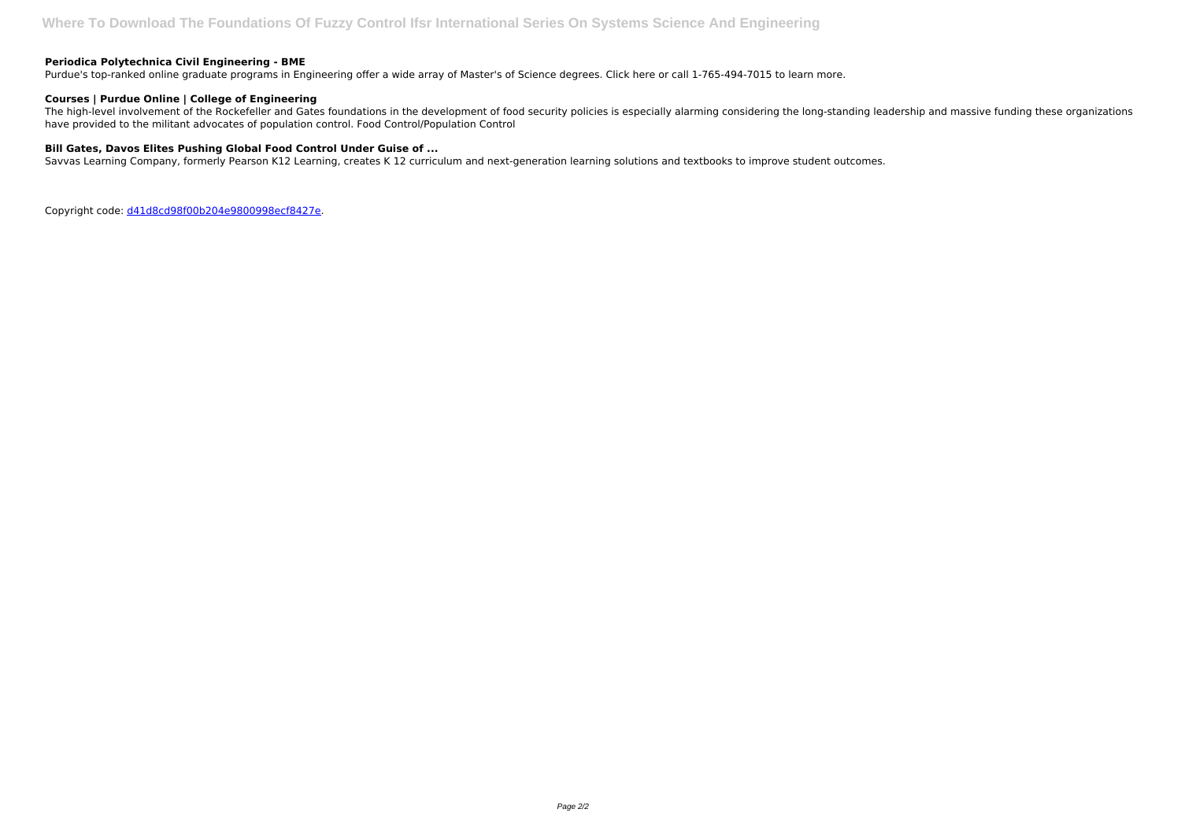### Periodica Polytechnica Civil Engineering - BME

Purdue's top-ranked online graduate programs in Engineering offer a wide array of Master's of Science degrees. Click here or call 1-765-494-7015 to learn more.

### Courses | Purdue Online | College of Engineering

The high-level involvement of the Rockefeller and Gates foundations in the development of food security policies is especially alarming considering the long-standing leadership and massive funding these organizations have provided to the militant advocates of population control. Food Control/Population Control

### Bill Gates, Davos Elites Pushing Global Food Control Under Guise of ...

Savvas Learning Company, formerly Pearson K12 Learning, creates K 12 curriculum and next-generation learning solutions and textbooks to improve student outcomes.

Copyright code: d41d8cd98f00b204e9800998ecf8427e.